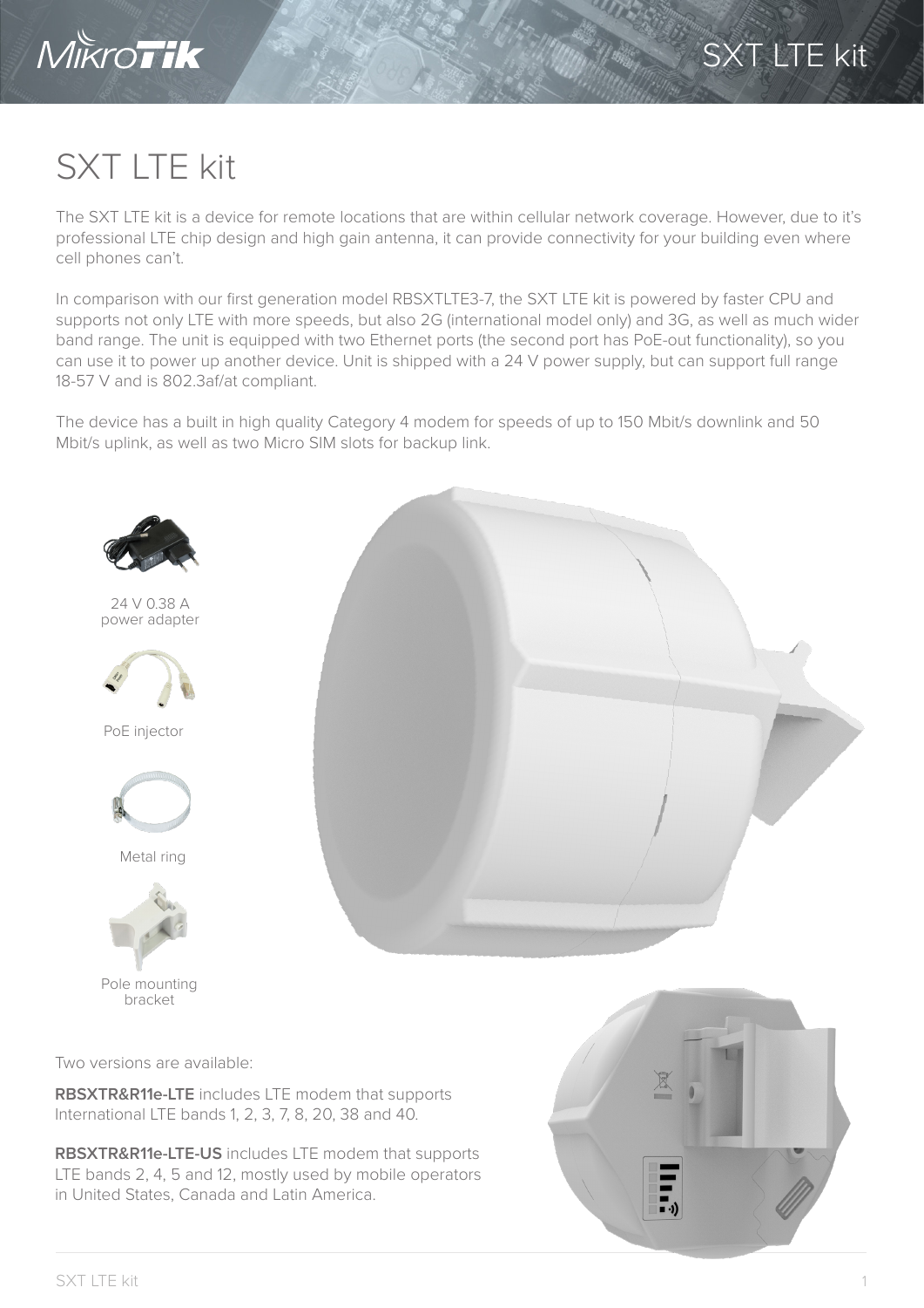# SXT LTE kit

The SXT LTE kit is a device for remote locations that are within cellular network coverage. However, due to it's professional LTE chip design and high gain antenna, it can provide connectivity for your building even where cell phones can't.

In comparison with our first generation model RBSXTLTE3-7, the SXT LTE kit is powered by faster CPU and supports not only LTE with more speeds, but also 2G (international model only) and 3G, as well as much wider band range. The unit is equipped with two Ethernet ports (the second port has PoE-out functionality), so you can use it to power up another device. Unit is shipped with a 24 V power supply, but can support full range 18-57 V and is 802.3af/at compliant.

The device has a built in high quality Category 4 modem for speeds of up to 150 Mbit/s downlink and 50 Mbit/s uplink, as well as two Micro SIM slots for backup link.

24 V 0.38 A power adapter

PoE injector

Metal ring

Pole mounting bracket

Two versions are available:

**RBSXTR&R11e-LTE** includes LTE modem that supports International LTE bands 1, 2, 3, 7, 8, 20, 38 and 40.

**RBSXTR&R11e-LTE-US** includes LTE modem that supports LTE bands 2, 4, 5 and 12, mostly used by mobile operators in United States, Canada and Latin America.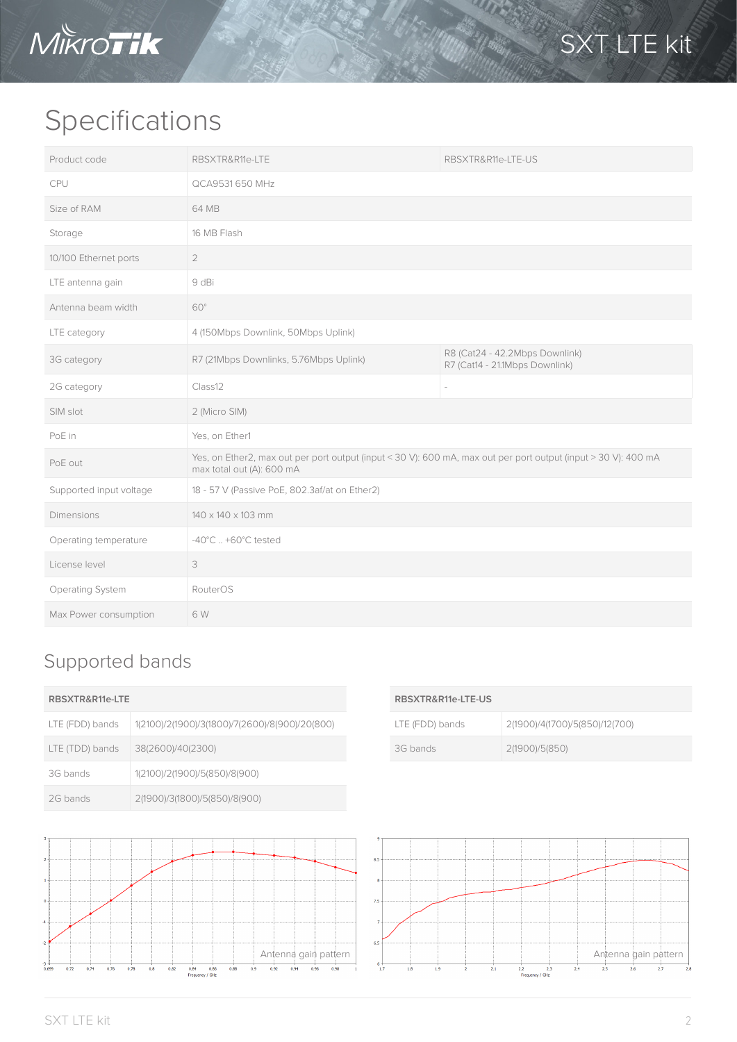# Specifications

| | | |
|---|---|---|
| Product code | RBSXTR&R11e-LTE | RBSXTR&R11e-LTE-US |
| CPU | QCA9531 650 MHz | |
| Size of RAM | 64 MB | |
| Storage | 16 MB Flash | |
| 10/100 Ethernet ports | 2 | |
| LTE antenna gain | 9 dBi | |
| Antenna beam width | 60° | |
| LTE category | 4 (150Mbps Downlink, 50Mbps Uplink) | |
| 3G category | R7 (21Mbps Downlinks, 5.76Mbps Uplink) | R8 (Cat24 - 42.2Mbps Downlink) R7 (Cat14 - 21.1Mbps Downlink) |
| 2G category | Class12 | - |
| SIM slot | 2 (Micro SIM) | |
| PoE in | Yes, on Ether1 | |
| PoE out | Yes, on Ether2, max out per port output (input < 30 V): 600 mA, max out per port output (input > 30 V): 400 mA max total out (A): 600 mA | |
| Supported input voltage | 18 - 57 V (Passive PoE, 802.3af/at on Ether2) | |
| Dimensions | 140 x 140 x 103 mm | |
| Operating temperature | -40°C .. +60°C tested | |
| License level | 3 | |
| Operating System | RouterOS | |
| Max Power consumption | 6 W | |

## Supported bands

| RBSXTR&R11e-LTE | |
|---|---|
| LTE (FDD) bands | 1(2100)/2(1900)/3(1800)/7(2600)/8(900)/20(800) |
| LTE (TDD) bands | 38(2600)/40(2300) |
| 3G bands | 1(2100)/2(1900)/5(850)/8(900) |
| 2G bands | 2(1900)/3(1800)/5(850)/8(900) |

| RBSXTR&R11e-LTE-US | |
|---|---|
| LTE (FDD) bands | 2(1900)/4(1700)/5(850)/12(700) |
| 3G bands | 2(1900)/5(850) |

Antenna gain pattern

Frequency / GHz

Antenna gain pattern

Frequency / GHz